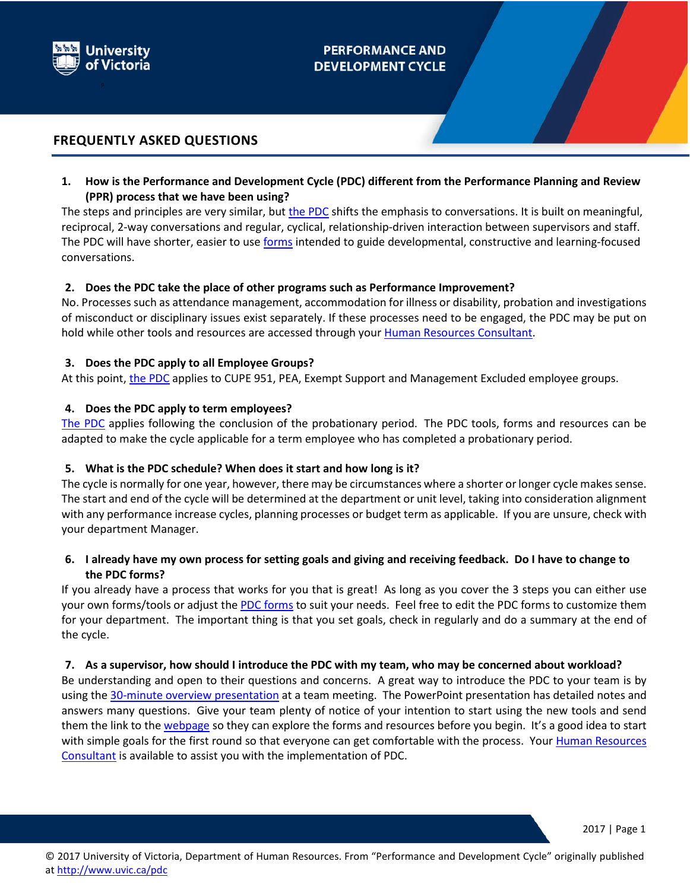University of Victoria

# PERFORMANCE AND DEVELOPMENT CYCLE

## FREQUENTLY ASKED QUESTIONS

**1. How is the Performance and Development Cycle (PDC) different from the Performance Planning and Review (PPR) process that we have been using?**

The steps and principles are very similar, but the PDC shifts the emphasis to conversations. It is built on meaningful, reciprocal, 2-way conversations and regular, cyclical, relationship-driven interaction between supervisors and staff. The PDC will have shorter, easier to use forms intended to guide developmental, constructive and learning-focused conversations.

**2. Does the PDC take the place of other programs such as Performance Improvement?**

No. Processes such as attendance management, accommodation for illness or disability, probation and investigations of misconduct or disciplinary issues exist separately. If these processes need to be engaged, the PDC may be put on hold while other tools and resources are accessed through your Human Resources Consultant.

**3. Does the PDC apply to all Employee Groups?**

At this point, the PDC applies to CUPE 951, PEA, Exempt Support and Management Excluded employee groups.

**4. Does the PDC apply to term employees?**

The PDC applies following the conclusion of the probationary period. The PDC tools, forms and resources can be adapted to make the cycle applicable for a term employee who has completed a probationary period.

**5. What is the PDC schedule? When does it start and how long is it?**

The cycle is normally for one year, however, there may be circumstances where a shorter or longer cycle makes sense. The start and end of the cycle will be determined at the department or unit level, taking into consideration alignment with any performance increase cycles, planning processes or budget term as applicable. If you are unsure, check with your department Manager.

**6. I already have my own process for setting goals and giving and receiving feedback. Do I have to change to the PDC forms?**

If you already have a process that works for you that is great! As long as you cover the 3 steps you can either use your own forms/tools or adjust the PDC forms to suit your needs. Feel free to edit the PDC forms to customize them for your department. The important thing is that you set goals, check in regularly and do a summary at the end of the cycle.

**7. As a supervisor, how should I introduce the PDC with my team, who may be concerned about workload?**

Be understanding and open to their questions and concerns. A great way to introduce the PDC to your team is by using the 30-minute overview presentation at a team meeting. The PowerPoint presentation has detailed notes and answers many questions. Give your team plenty of notice of your intention to start using the new tools and send them the link to the webpage so they can explore the forms and resources before you begin. It's a good idea to start with simple goals for the first round so that everyone can get comfortable with the process. Your Human Resources Consultant is available to assist you with the implementation of PDC.

© 2017 University of Victoria, Department of Human Resources. From "Performance and Development Cycle" originally published at http://www.uvic.ca/pdc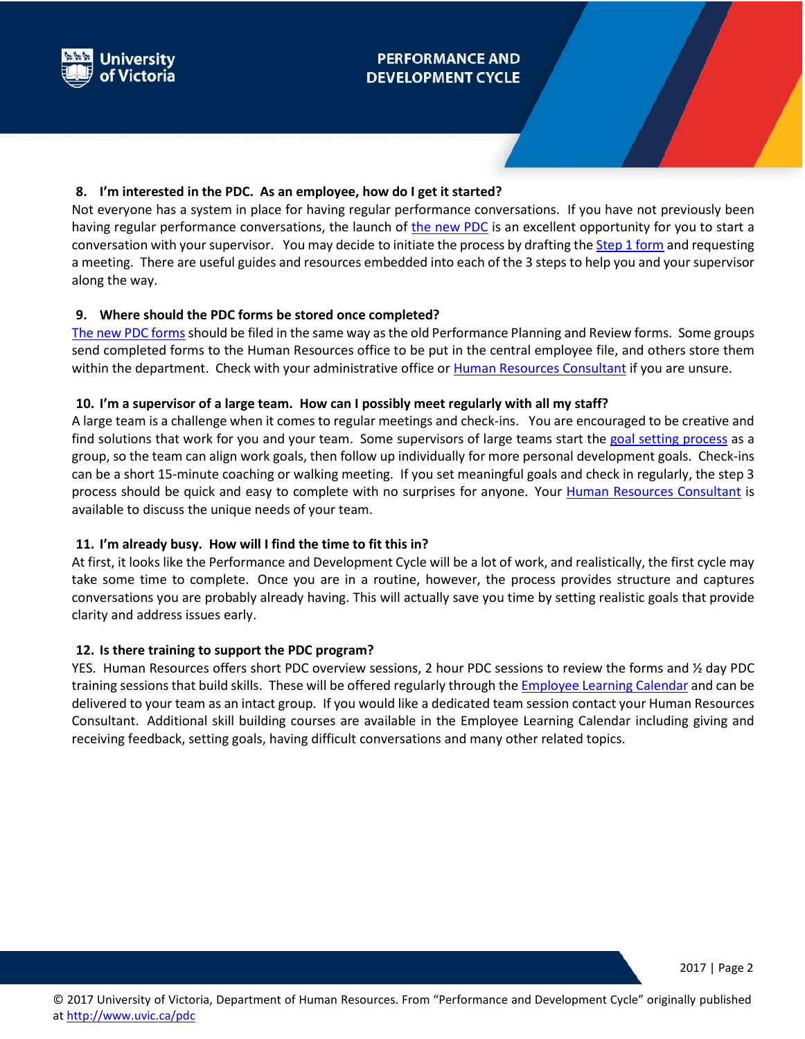**8. I'm interested in the PDC. As an employee, how do I get it started?**

Not everyone has a system in place for having regular performance conversations. If you have not previously been having regular performance conversations, the launch of the new PDC is an excellent opportunity for you to start a conversation with your supervisor. You may decide to initiate the process by drafting the Step 1 form and requesting a meeting. There are useful guides and resources embedded into each of the 3 steps to help you and your supervisor along the way.

**9. Where should the PDC forms be stored once completed?**

The new PDC forms should be filed in the same way as the old Performance Planning and Review forms. Some groups send completed forms to the Human Resources office to be put in the central employee file, and others store them within the department. Check with your administrative office or Human Resources Consultant if you are unsure.

**10. I'm a supervisor of a large team. How can I possibly meet regularly with all my staff?**

A large team is a challenge when it comes to regular meetings and check-ins. You are encouraged to be creative and find solutions that work for you and your team. Some supervisors of large teams start the goal setting process as a group, so the team can align work goals, then follow up individually for more personal development goals. Check-ins can be a short 15-minute coaching or walking meeting. If you set meaningful goals and check in regularly, the step 3 process should be quick and easy to complete with no surprises for anyone. Your Human Resources Consultant is available to discuss the unique needs of your team.

**11. I'm already busy. How will I find the time to fit this in?**

At first, it looks like the Performance and Development Cycle will be a lot of work, and realistically, the first cycle may take some time to complete. Once you are in a routine, however, the process provides structure and captures conversations you are probably already having. This will actually save you time by setting realistic goals that provide clarity and address issues early.

**12. Is there training to support the PDC program?**

YES. Human Resources offers short PDC overview sessions, 2 hour PDC sessions to review the forms and ½ day PDC training sessions that build skills. These will be offered regularly through the Employee Learning Calendar and can be delivered to your team as an intact group. If you would like a dedicated team session contact your Human Resources Consultant. Additional skill building courses are available in the Employee Learning Calendar including giving and receiving feedback, setting goals, having difficult conversations and many other related topics.

© 2017 University of Victoria, Department of Human Resources. From "Performance and Development Cycle" originally published at http://www.uvic.ca/pdc